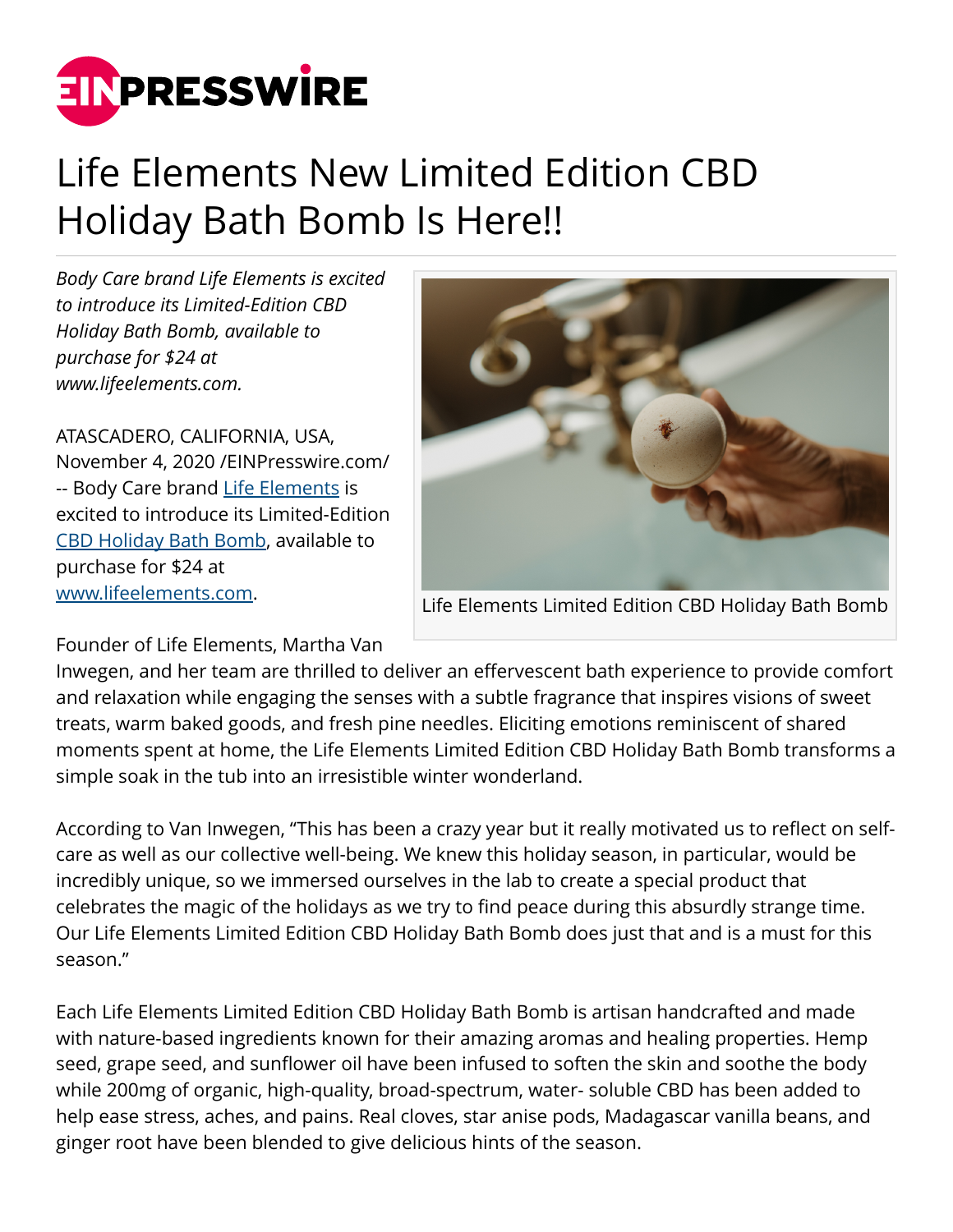# Life Elements New Limited Edition CBD Holiday Bath Bomb Is Here!!

*Body Care brand Life Elements is excited to introduce its Limited-Edition CBD Holiday Bath Bomb, available to purchase for $24 at www.lifeelements.com.*

Life Elements Limited Edition CBD Holiday Bath Bomb

ATASCADERO, CALIFORNIA, USA, November 4, 2020 /EINPresswire.com/ -- Body Care brand Life Elements is excited to introduce its Limited-Edition CBD Holiday Bath Bomb, available to purchase for $24 at www.lifeelements.com.

Founder of Life Elements, Martha Van Inwegen, and her team are thrilled to deliver an effervescent bath experience to provide comfort and relaxation while engaging the senses with a subtle fragrance that inspires visions of sweet treats, warm baked goods, and fresh pine needles. Eliciting emotions reminiscent of shared moments spent at home, the Life Elements Limited Edition CBD Holiday Bath Bomb transforms a simple soak in the tub into an irresistible winter wonderland.

According to Van Inwegen, "This has been a crazy year but it really motivated us to reflect on self-care as well as our collective well-being. We knew this holiday season, in particular, would be incredibly unique, so we immersed ourselves in the lab to create a special product that celebrates the magic of the holidays as we try to find peace during this absurdly strange time. Our Life Elements Limited Edition CBD Holiday Bath Bomb does just that and is a must for this season."

Each Life Elements Limited Edition CBD Holiday Bath Bomb is artisan handcrafted and made with nature-based ingredients known for their amazing aromas and healing properties. Hemp seed, grape seed, and sunflower oil have been infused to soften the skin and soothe the body while 200mg of organic, high-quality, broad-spectrum, water- soluble CBD has been added to help ease stress, aches, and pains. Real cloves, star anise pods, Madagascar vanilla beans, and ginger root have been blended to give delicious hints of the season.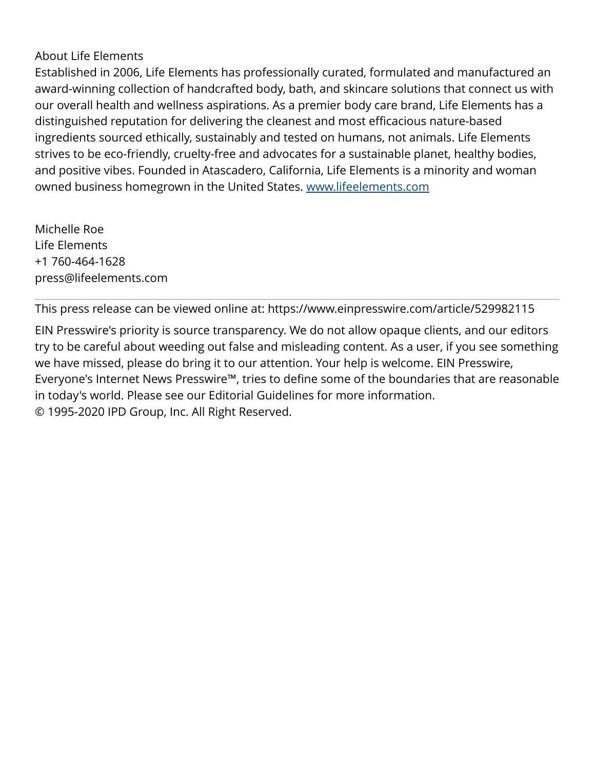About Life Elements

Established in 2006, Life Elements has professionally curated, formulated and manufactured an award-winning collection of handcrafted body, bath, and skincare solutions that connect us with our overall health and wellness aspirations. As a premier body care brand, Life Elements has a distinguished reputation for delivering the cleanest and most efficacious nature-based ingredients sourced ethically, sustainably and tested on humans, not animals. Life Elements strives to be eco-friendly, cruelty-free and advocates for a sustainable planet, healthy bodies, and positive vibes. Founded in Atascadero, California, Life Elements is a minority and woman owned business homegrown in the United States. [www.lifeelements.com](http://www.lifeelements.com)

Michelle Roe
Life Elements
+1 760-464-1628
press@lifeelements.com

---

This press release can be viewed online at: https://www.einpresswire.com/article/529982115

EIN Presswire's priority is source transparency. We do not allow opaque clients, and our editors try to be careful about weeding out false and misleading content. As a user, if you see something we have missed, please do bring it to our attention. Your help is welcome. EIN Presswire, Everyone's Internet News Presswire™, tries to define some of the boundaries that are reasonable in today's world. Please see our Editorial Guidelines for more information.
© 1995-2020 IPD Group, Inc. All Right Reserved.